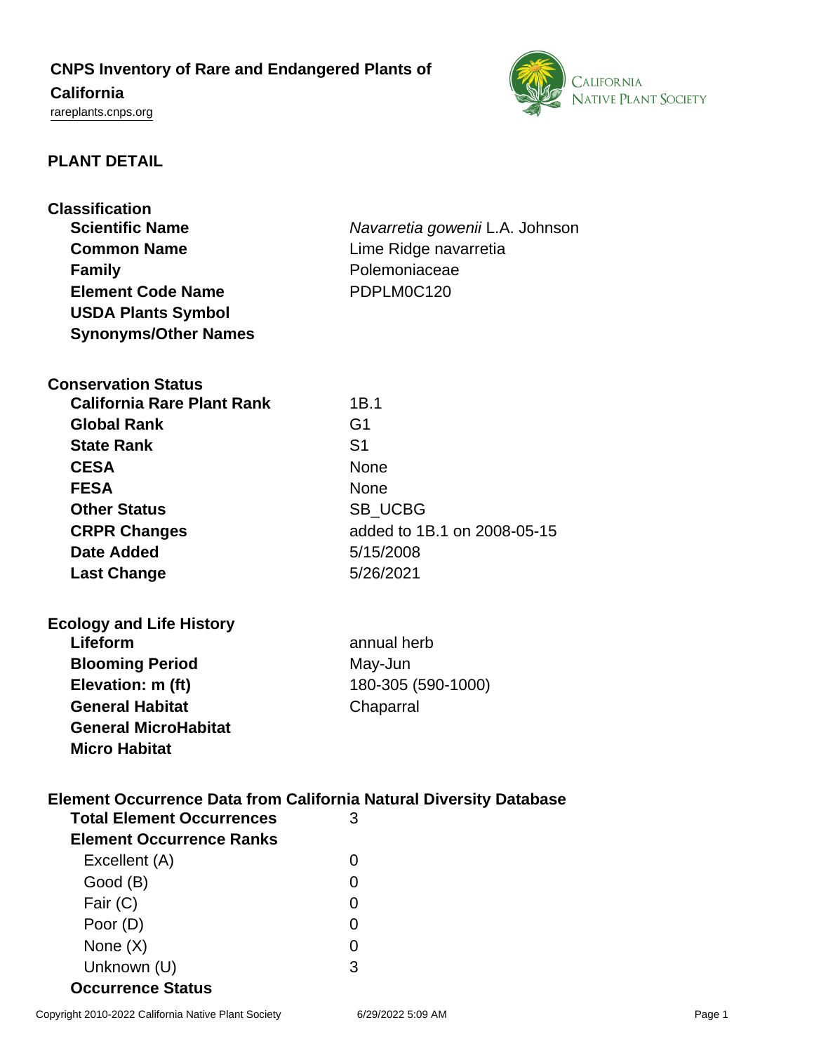# CNPS Inventory of Rare and Endangered Plants of California

rareplants.cnps.org

## PLANT DETAIL

### Classification

| | |
|---|---|
| **Scientific Name** | *Navarretia gowenii* L.A. Johnson |
| **Common Name** | Lime Ridge navarretia |
| **Family** | Polemoniaceae |
| **Element Code Name** | PDPLM0C120 |
| **USDA Plants Symbol** | |
| **Synonyms/Other Names** | |

### Conservation Status

| | |
|---|---|
| **California Rare Plant Rank** | 1B.1 |
| **Global Rank** | G1 |
| **State Rank** | S1 |
| **CESA** | None |
| **FESA** | None |
| **Other Status** | SB_UCBG |
| **CRPR Changes** | added to 1B.1 on 2008-05-15 |
| **Date Added** | 5/15/2008 |
| **Last Change** | 5/26/2021 |

### Ecology and Life History

| | |
|---|---|
| **Lifeform** | annual herb |
| **Blooming Period** | May-Jun |
| **Elevation: m (ft)** | 180-305 (590-1000) |
| **General Habitat** | Chaparral |
| **General MicroHabitat** | |
| **Micro Habitat** | |

### Element Occurrence Data from California Natural Diversity Database

| | |
|---|---|
| **Total Element Occurrences** | 3 |
| **Element Occurrence Ranks** | |
| Excellent (A) | 0 |
| Good (B) | 0 |
| Fair (C) | 0 |
| Poor (D) | 0 |
| None (X) | 0 |
| Unknown (U) | 3 |
| **Occurrence Status** | |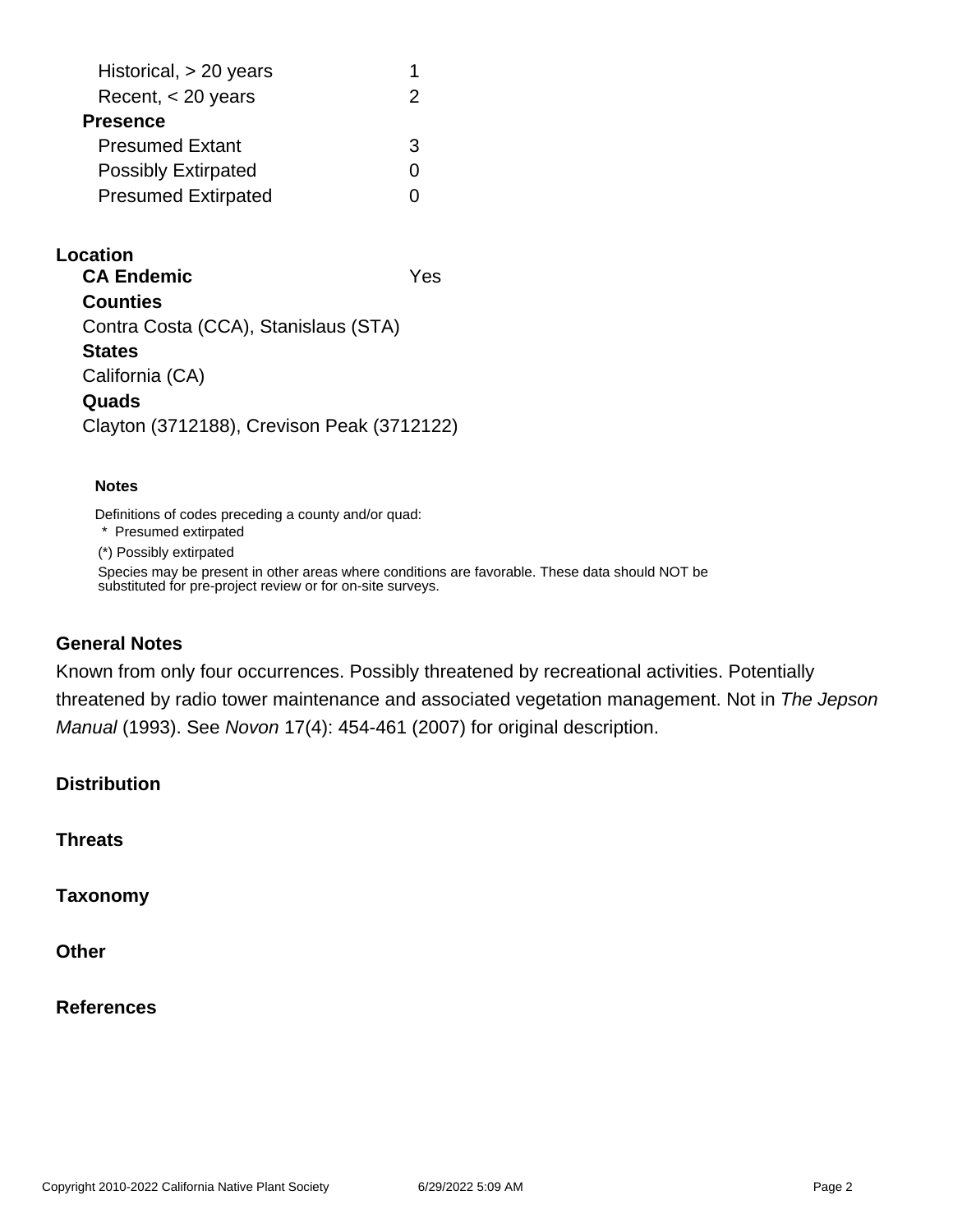| | |
|---|---|
| Historical, > 20 years | 1 |
| Recent, < 20 years | 2 |
| **Presence** | |
| Presumed Extant | 3 |
| Possibly Extirpated | 0 |
| Presumed Extirpated | 0 |

## Location

**CA Endemic** Yes

**Counties**

Contra Costa (CCA), Stanislaus (STA)

**States**

California (CA)

**Quads**

Clayton (3712188), Crevison Peak (3712122)

#### Notes

Definitions of codes preceding a county and/or quad:

* Presumed extirpated

(*) Possibly extirpated

Species may be present in other areas where conditions are favorable. These data should NOT be substituted for pre-project review or for on-site surveys.

## General Notes

Known from only four occurrences. Possibly threatened by recreational activities. Potentially threatened by radio tower maintenance and associated vegetation management. Not in *The Jepson Manual* (1993). See *Novon* 17(4): 454-461 (2007) for original description.

## Distribution

## Threats

## Taxonomy

## Other

## References